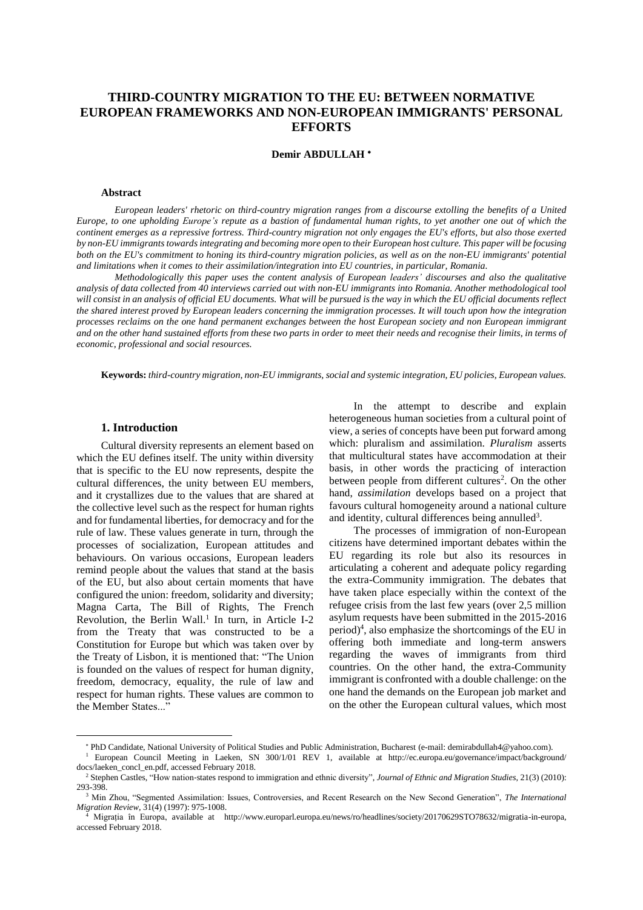# THIRD-COUNTRY MIGRATION TO THE EU: BETWEEN NORMATIVE EUROPEAN FRAMEWORKS AND NON-EUROPEAN IMMIGRANTS' PERSONAL EFFORTS

**Demir ABDULLAH** [*]

### Abstract

*European leaders' rhetoric on third-country migration ranges from a discourse extolling the benefits of a United Europe, to one upholding Europe's repute as a bastion of fundamental human rights, to yet another one out of which the continent emerges as a repressive fortress. Third-country migration not only engages the EU's efforts, but also those exerted by non-EU immigrants towards integrating and becoming more open to their European host culture. This paper will be focusing both on the EU's commitment to honing its third-country migration policies, as well as on the non-EU immigrants' potential and limitations when it comes to their assimilation/integration into EU countries, in particular, Romania.*

*Methodologically this paper uses the content analysis of European leaders' discourses and also the qualitative analysis of data collected from 40 interviews carried out with non-EU immigrants into Romania. Another methodological tool will consist in an analysis of official EU documents. What will be pursued is the way in which the EU official documents reflect the shared interest proved by European leaders concerning the immigration processes. It will touch upon how the integration processes reclaims on the one hand permanent exchanges between the host European society and non European immigrant and on the other hand sustained efforts from these two parts in order to meet their needs and recognise their limits, in terms of economic, professional and social resources.*

**Keywords:** *third-country migration, non-EU immigrants, social and systemic integration, EU policies, European values.*

## 1. Introduction

Cultural diversity represents an element based on which the EU defines itself. The unity within diversity that is specific to the EU now represents, despite the cultural differences, the unity between EU members, and it crystallizes due to the values that are shared at the collective level such as the respect for human rights and for fundamental liberties, for democracy and for the rule of law. These values generate in turn, through the processes of socialization, European attitudes and behaviours. On various occasions, European leaders remind people about the values that stand at the basis of the EU, but also about certain moments that have configured the union: freedom, solidarity and diversity; Magna Carta, The Bill of Rights, The French Revolution, the Berlin Wall.[1] In turn, in Article I-2 from the Treaty that was constructed to be a Constitution for Europe but which was taken over by the Treaty of Lisbon, it is mentioned that: "The Union is founded on the values of respect for human dignity, freedom, democracy, equality, the rule of law and respect for human rights. These values are common to the Member States..."

In the attempt to describe and explain heterogeneous human societies from a cultural point of view, a series of concepts have been put forward among which: pluralism and assimilation. *Pluralism* asserts that multicultural states have accommodation at their basis, in other words the practicing of interaction between people from different cultures[2]. On the other hand, *assimilation* develops based on a project that favours cultural homogeneity around a national culture and identity, cultural differences being annulled[3].

The processes of immigration of non-European citizens have determined important debates within the EU regarding its role but also its resources in articulating a coherent and adequate policy regarding the extra-Community immigration. The debates that have taken place especially within the context of the refugee crisis from the last few years (over 2,5 million asylum requests have been submitted in the 2015-2016 period)[4], also emphasize the shortcomings of the EU in offering both immediate and long-term answers regarding the waves of immigrants from third countries. On the other hand, the extra-Community immigrant is confronted with a double challenge: on the one hand the demands on the European job market and on the other the European cultural values, which most

---

[*] PhD Candidate, National University of Political Studies and Public Administration, Bucharest (e-mail: demirabdullah4@yahoo.com).

[1] European Council Meeting in Laeken, SN 300/1/01 REV 1, available at http://ec.europa.eu/governance/impact/background/docs/laeken_concl_en.pdf, accessed February 2018.

[2] Stephen Castles, "How nation-states respond to immigration and ethnic diversity", *Journal of Ethnic and Migration Studies*, 21(3) (2010): 293-398.

[3] Min Zhou, "Segmented Assimilation: Issues, Controversies, and Recent Research on the New Second Generation", *The International Migration Review*, 31(4) (1997): 975-1008.

[4] Migrația în Europa, available at http://www.europarl.europa.eu/news/ro/headlines/society/20170629STO78632/migratia-in-europa, accessed February 2018.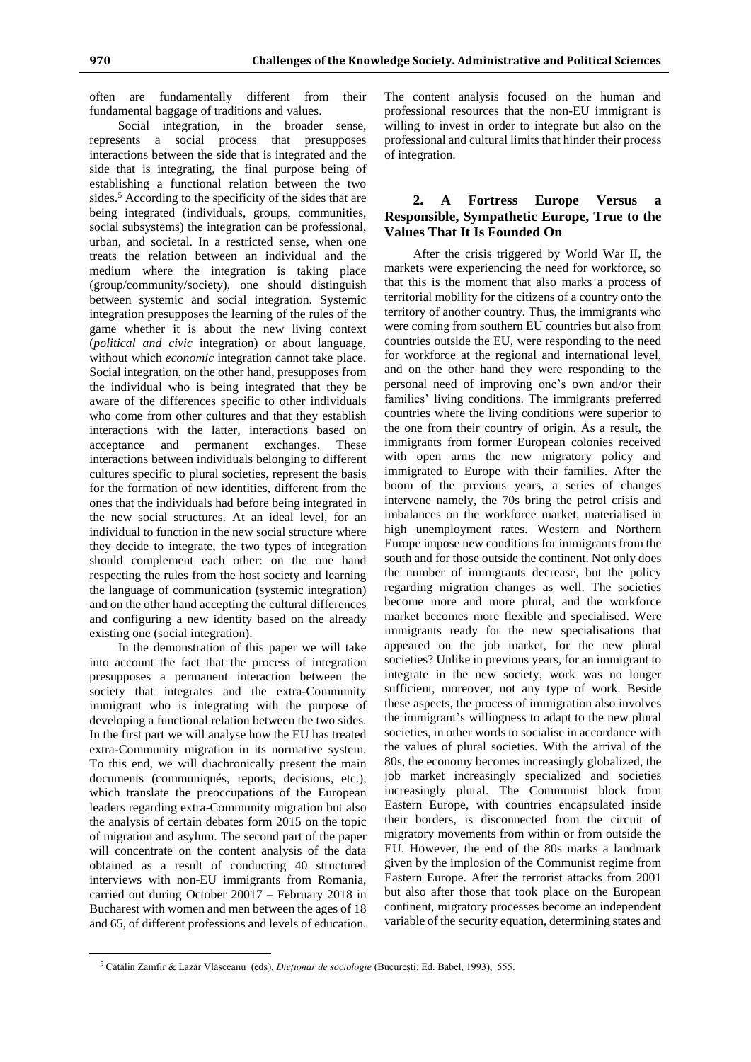often are fundamentally different from their fundamental baggage of traditions and values.

Social integration, in the broader sense, represents a social process that presupposes interactions between the side that is integrated and the side that is integrating, the final purpose being of establishing a functional relation between the two sides.[5] According to the specificity of the sides that are being integrated (individuals, groups, communities, social subsystems) the integration can be professional, urban, and societal. In a restricted sense, when one treats the relation between an individual and the medium where the integration is taking place (group/community/society), one should distinguish between systemic and social integration. Systemic integration presupposes the learning of the rules of the game whether it is about the new living context (*political and civic* integration) or about language, without which *economic* integration cannot take place. Social integration, on the other hand, presupposes from the individual who is being integrated that they be aware of the differences specific to other individuals who come from other cultures and that they establish interactions with the latter, interactions based on acceptance and permanent exchanges. These interactions between individuals belonging to different cultures specific to plural societies, represent the basis for the formation of new identities, different from the ones that the individuals had before being integrated in the new social structures. At an ideal level, for an individual to function in the new social structure where they decide to integrate, the two types of integration should complement each other: on the one hand respecting the rules from the host society and learning the language of communication (systemic integration) and on the other hand accepting the cultural differences and configuring a new identity based on the already existing one (social integration).

In the demonstration of this paper we will take into account the fact that the process of integration presupposes a permanent interaction between the society that integrates and the extra-Community immigrant who is integrating with the purpose of developing a functional relation between the two sides. In the first part we will analyse how the EU has treated extra-Community migration in its normative system. To this end, we will diachronically present the main documents (communiqués, reports, decisions, etc.), which translate the preoccupations of the European leaders regarding extra-Community migration but also the analysis of certain debates form 2015 on the topic of migration and asylum. The second part of the paper will concentrate on the content analysis of the data obtained as a result of conducting 40 structured interviews with non-EU immigrants from Romania, carried out during October 20017 – February 2018 in Bucharest with women and men between the ages of 18 and 65, of different professions and levels of education. The content analysis focused on the human and professional resources that the non-EU immigrant is willing to invest in order to integrate but also on the professional and cultural limits that hinder their process of integration.

## 2. A Fortress Europe Versus a Responsible, Sympathetic Europe, True to the Values That It Is Founded On

After the crisis triggered by World War II, the markets were experiencing the need for workforce, so that this is the moment that also marks a process of territorial mobility for the citizens of a country onto the territory of another country. Thus, the immigrants who were coming from southern EU countries but also from countries outside the EU, were responding to the need for workforce at the regional and international level, and on the other hand they were responding to the personal need of improving one's own and/or their families' living conditions. The immigrants preferred countries where the living conditions were superior to the one from their country of origin. As a result, the immigrants from former European colonies received with open arms the new migratory policy and immigrated to Europe with their families. After the boom of the previous years, a series of changes intervene namely, the 70s bring the petrol crisis and imbalances on the workforce market, materialised in high unemployment rates. Western and Northern Europe impose new conditions for immigrants from the south and for those outside the continent. Not only does the number of immigrants decrease, but the policy regarding migration changes as well. The societies become more and more plural, and the workforce market becomes more flexible and specialised. Were immigrants ready for the new specialisations that appeared on the job market, for the new plural societies? Unlike in previous years, for an immigrant to integrate in the new society, work was no longer sufficient, moreover, not any type of work. Beside these aspects, the process of immigration also involves the immigrant's willingness to adapt to the new plural societies, in other words to socialise in accordance with the values of plural societies. With the arrival of the 80s, the economy becomes increasingly globalized, the job market increasingly specialized and societies increasingly plural. The Communist block from Eastern Europe, with countries encapsulated inside their borders, is disconnected from the circuit of migratory movements from within or from outside the EU. However, the end of the 80s marks a landmark given by the implosion of the Communist regime from Eastern Europe. After the terrorist attacks from 2001 but also after those that took place on the European continent, migratory processes become an independent variable of the security equation, determining states and

[5] Cătălin Zamfir & Lazăr Vlăsceanu (eds), *Dicționar de sociologie* (București: Ed. Babel, 1993), 555.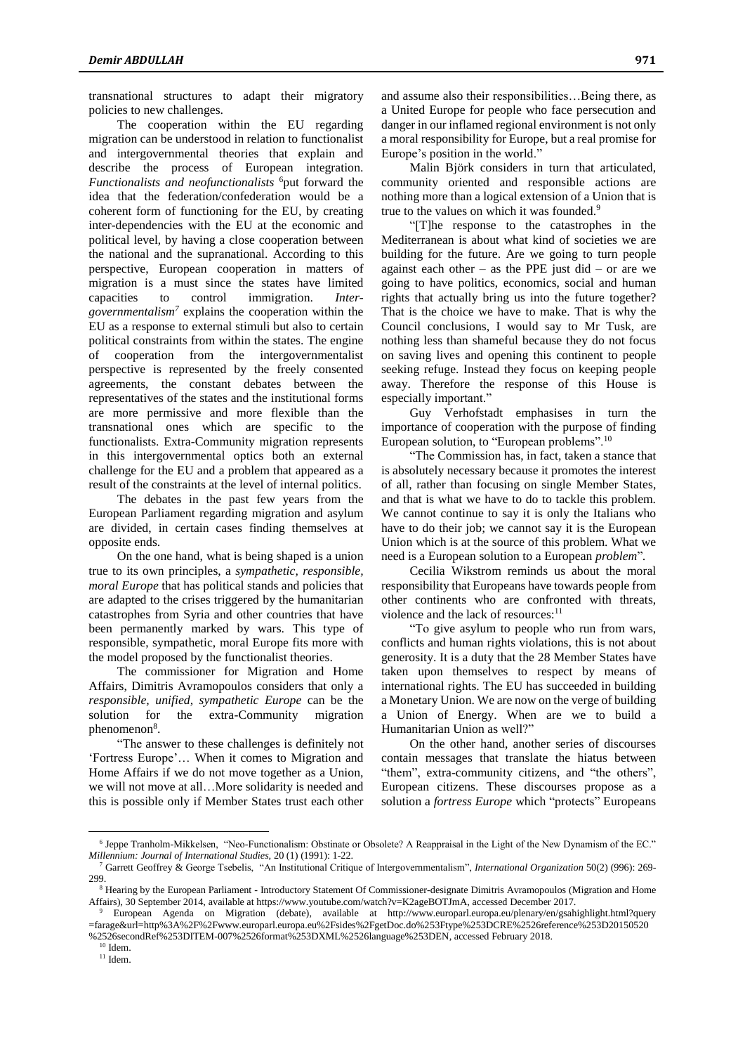transnational structures to adapt their migratory policies to new challenges.

The cooperation within the EU regarding migration can be understood in relation to functionalist and intergovernmental theories that explain and describe the process of European integration. *Functionalists and neofunctionalists* [6]put forward the idea that the federation/confederation would be a coherent form of functioning for the EU, by creating inter-dependencies with the EU at the economic and political level, by having a close cooperation between the national and the supranational. According to this perspective, European cooperation in matters of migration is a must since the states have limited capacities to control immigration. *Inter-governmentalism*[7] explains the cooperation within the EU as a response to external stimuli but also to certain political constraints from within the states. The engine of cooperation from the intergovernmentalist perspective is represented by the freely consented agreements, the constant debates between the representatives of the states and the institutional forms are more permissive and more flexible than the transnational ones which are specific to the functionalists. Extra-Community migration represents in this intergovernmental optics both an external challenge for the EU and a problem that appeared as a result of the constraints at the level of internal politics.

The debates in the past few years from the European Parliament regarding migration and asylum are divided, in certain cases finding themselves at opposite ends.

On the one hand, what is being shaped is a union true to its own principles, a *sympathetic, responsible, moral Europe* that has political stands and policies that are adapted to the crises triggered by the humanitarian catastrophes from Syria and other countries that have been permanently marked by wars. This type of responsible, sympathetic, moral Europe fits more with the model proposed by the functionalist theories.

The commissioner for Migration and Home Affairs, Dimitris Avramopoulos considers that only a *responsible, unified, sympathetic Europe* can be the solution for the extra-Community migration phenomenon[8].

"The answer to these challenges is definitely not 'Fortress Europe'… When it comes to Migration and Home Affairs if we do not move together as a Union, we will not move at all…More solidarity is needed and this is possible only if Member States trust each other and assume also their responsibilities…Being there, as a United Europe for people who face persecution and danger in our inflamed regional environment is not only a moral responsibility for Europe, but a real promise for Europe's position in the world."

Malin Björk considers in turn that articulated, community oriented and responsible actions are nothing more than a logical extension of a Union that is true to the values on which it was founded.[9]

"[T]he response to the catastrophes in the Mediterranean is about what kind of societies we are building for the future. Are we going to turn people against each other – as the PPE just did – or are we going to have politics, economics, social and human rights that actually bring us into the future together? That is the choice we have to make. That is why the Council conclusions, I would say to Mr Tusk, are nothing less than shameful because they do not focus on saving lives and opening this continent to people seeking refuge. Instead they focus on keeping people away. Therefore the response of this House is especially important."

Guy Verhofstadt emphasises in turn the importance of cooperation with the purpose of finding European solution, to "European problems".[10]

"The Commission has, in fact, taken a stance that is absolutely necessary because it promotes the interest of all, rather than focusing on single Member States, and that is what we have to do to tackle this problem. We cannot continue to say it is only the Italians who have to do their job; we cannot say it is the European Union which is at the source of this problem. What we need is a European solution to a European *problem*".

Cecilia Wikstrom reminds us about the moral responsibility that Europeans have towards people from other continents who are confronted with threats, violence and the lack of resources:[11]

"To give asylum to people who run from wars, conflicts and human rights violations, this is not about generosity. It is a duty that the 28 Member States have taken upon themselves to respect by means of international rights. The EU has succeeded in building a Monetary Union. We are now on the verge of building a Union of Energy. When are we to build a Humanitarian Union as well?"

On the other hand, another series of discourses contain messages that translate the hiatus between "them", extra-community citizens, and "the others", European citizens. These discourses propose as a solution a *fortress Europe* which "protects" Europeans

---

[6] Jeppe Tranholm-Mikkelsen, "Neo-Functionalism: Obstinate or Obsolete? A Reappraisal in the Light of the New Dynamism of the EC." *Millennium: Journal of International Studies,* 20 (1) (1991): 1-22.

[7] Garrett Geoffrey & George Tsebelis, "An Institutional Critique of Intergovernmentalism", *International Organization* 50(2) (996): 269-299.

[8] Hearing by the European Parliament - Introductory Statement Of Commissioner-designate Dimitris Avramopoulos (Migration and Home Affairs), 30 September 2014, available at https://www.youtube.com/watch?v=K2ageBOTJmA, accessed December 2017.

[9] European Agenda on Migration (debate), available at http://www.europarl.europa.eu/plenary/en/gsahighlight.html?query=farage&url=http%3A%2F%2Fwww.europarl.europa.eu%2Fsides%2FgetDoc.do%253Ftype%253DCRE%2526reference%253D20150520%2526secondRef%253DITEM-007%2526format%253DXML%2526language%253DEN, accessed February 2018.

[10] Idem.

[11] Idem.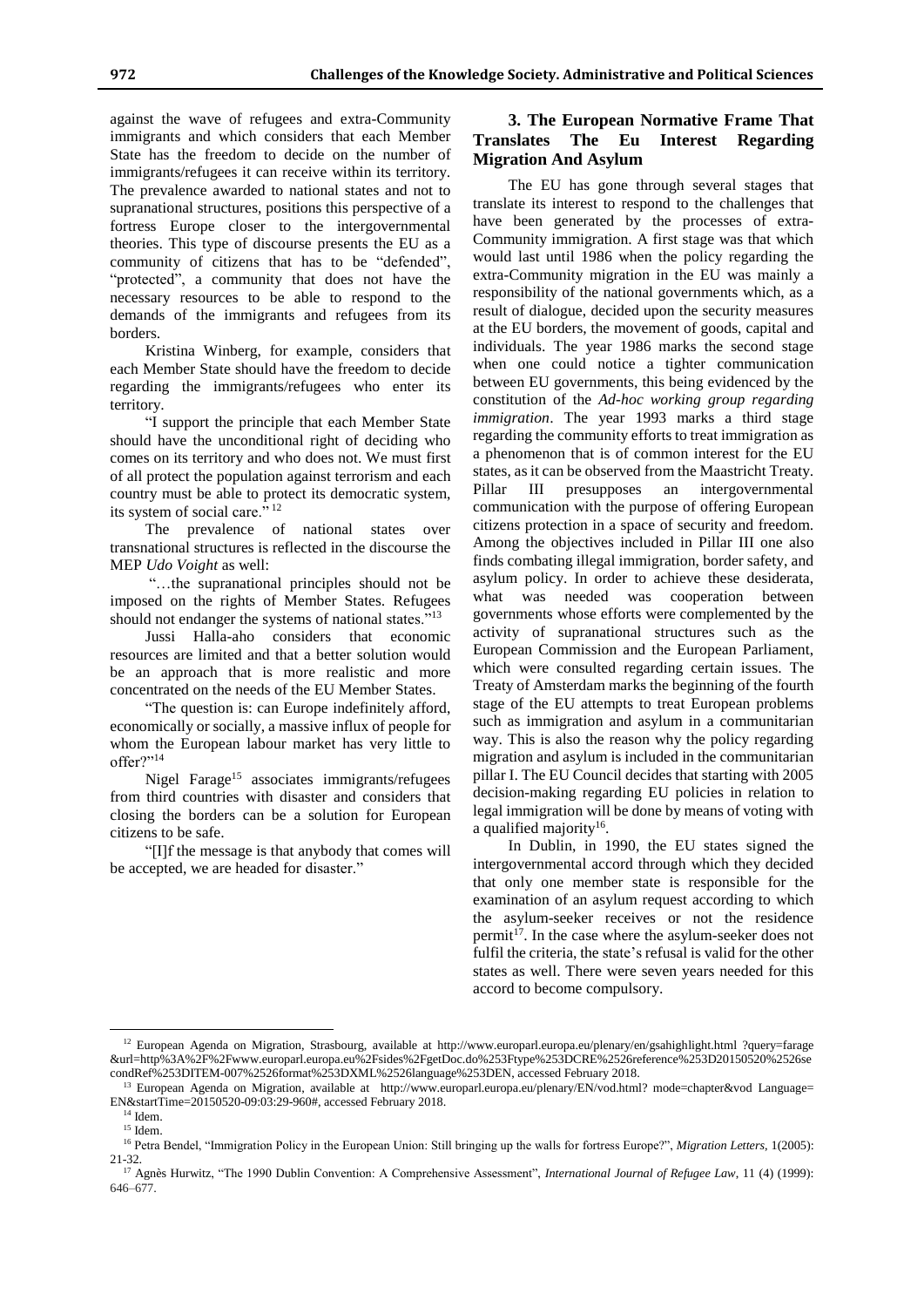against the wave of refugees and extra-Community immigrants and which considers that each Member State has the freedom to decide on the number of immigrants/refugees it can receive within its territory. The prevalence awarded to national states and not to supranational structures, positions this perspective of a fortress Europe closer to the intergovernmental theories. This type of discourse presents the EU as a community of citizens that has to be "defended", "protected", a community that does not have the necessary resources to be able to respond to the demands of the immigrants and refugees from its borders.

Kristina Winberg, for example, considers that each Member State should have the freedom to decide regarding the immigrants/refugees who enter its territory.

"I support the principle that each Member State should have the unconditional right of deciding who comes on its territory and who does not. We must first of all protect the population against terrorism and each country must be able to protect its democratic system, its system of social care." [12]

The prevalence of national states over transnational structures is reflected in the discourse the MEP *Udo Voight* as well:

"…the supranational principles should not be imposed on the rights of Member States. Refugees should not endanger the systems of national states."[13]

Jussi Halla-aho considers that economic resources are limited and that a better solution would be an approach that is more realistic and more concentrated on the needs of the EU Member States.

"The question is: can Europe indefinitely afford, economically or socially, a massive influx of people for whom the European labour market has very little to offer?"[14]

Nigel Farage[15] associates immigrants/refugees from third countries with disaster and considers that closing the borders can be a solution for European citizens to be safe.

"[I]f the message is that anybody that comes will be accepted, we are headed for disaster."

## 3. The European Normative Frame That Translates The Eu Interest Regarding Migration And Asylum

The EU has gone through several stages that translate its interest to respond to the challenges that have been generated by the processes of extra-Community immigration. A first stage was that which would last until 1986 when the policy regarding the extra-Community migration in the EU was mainly a responsibility of the national governments which, as a result of dialogue, decided upon the security measures at the EU borders, the movement of goods, capital and individuals. The year 1986 marks the second stage when one could notice a tighter communication between EU governments, this being evidenced by the constitution of the *Ad-hoc working group regarding immigration*. The year 1993 marks a third stage regarding the community efforts to treat immigration as a phenomenon that is of common interest for the EU states, as it can be observed from the Maastricht Treaty. Pillar III presupposes an intergovernmental communication with the purpose of offering European citizens protection in a space of security and freedom. Among the objectives included in Pillar III one also finds combating illegal immigration, border safety, and asylum policy. In order to achieve these desiderata, what was needed was cooperation between governments whose efforts were complemented by the activity of supranational structures such as the European Commission and the European Parliament, which were consulted regarding certain issues. The Treaty of Amsterdam marks the beginning of the fourth stage of the EU attempts to treat European problems such as immigration and asylum in a communitarian way. This is also the reason why the policy regarding migration and asylum is included in the communitarian pillar I. The EU Council decides that starting with 2005 decision-making regarding EU policies in relation to legal immigration will be done by means of voting with a qualified majority[16].

In Dublin, in 1990, the EU states signed the intergovernmental accord through which they decided that only one member state is responsible for the examination of an asylum request according to which the asylum-seeker receives or not the residence permit[17]. In the case where the asylum-seeker does not fulfil the criteria, the state's refusal is valid for the other states as well. There were seven years needed for this accord to become compulsory.

---

[12] European Agenda on Migration, Strasbourg, available at http://www.europarl.europa.eu/plenary/en/gsahighlight.html ?query=farage &url=http%3A%2F%2Fwww.europarl.europa.eu%2Fsides%2FgetDoc.do%253Ftype%253DCRE%2526reference%253D20150520%2526secondRef%253DITEM-007%2526format%253DXML%2526language%253DEN, accessed February 2018.

[13] European Agenda on Migration, available at http://www.europarl.europa.eu/plenary/EN/vod.html? mode=chapter&vod Language=EN&startTime=20150520-09:03:29-960#, accessed February 2018.

[14] Idem.

[15] Idem.

[16] Petra Bendel, "Immigration Policy in the European Union: Still bringing up the walls for fortress Europe?", *Migration Letters*, 1(2005): 21-32.

[17] Agnès Hurwitz, "The 1990 Dublin Convention: A Comprehensive Assessment", *International Journal of Refugee Law*, 11 (4) (1999): 646–677.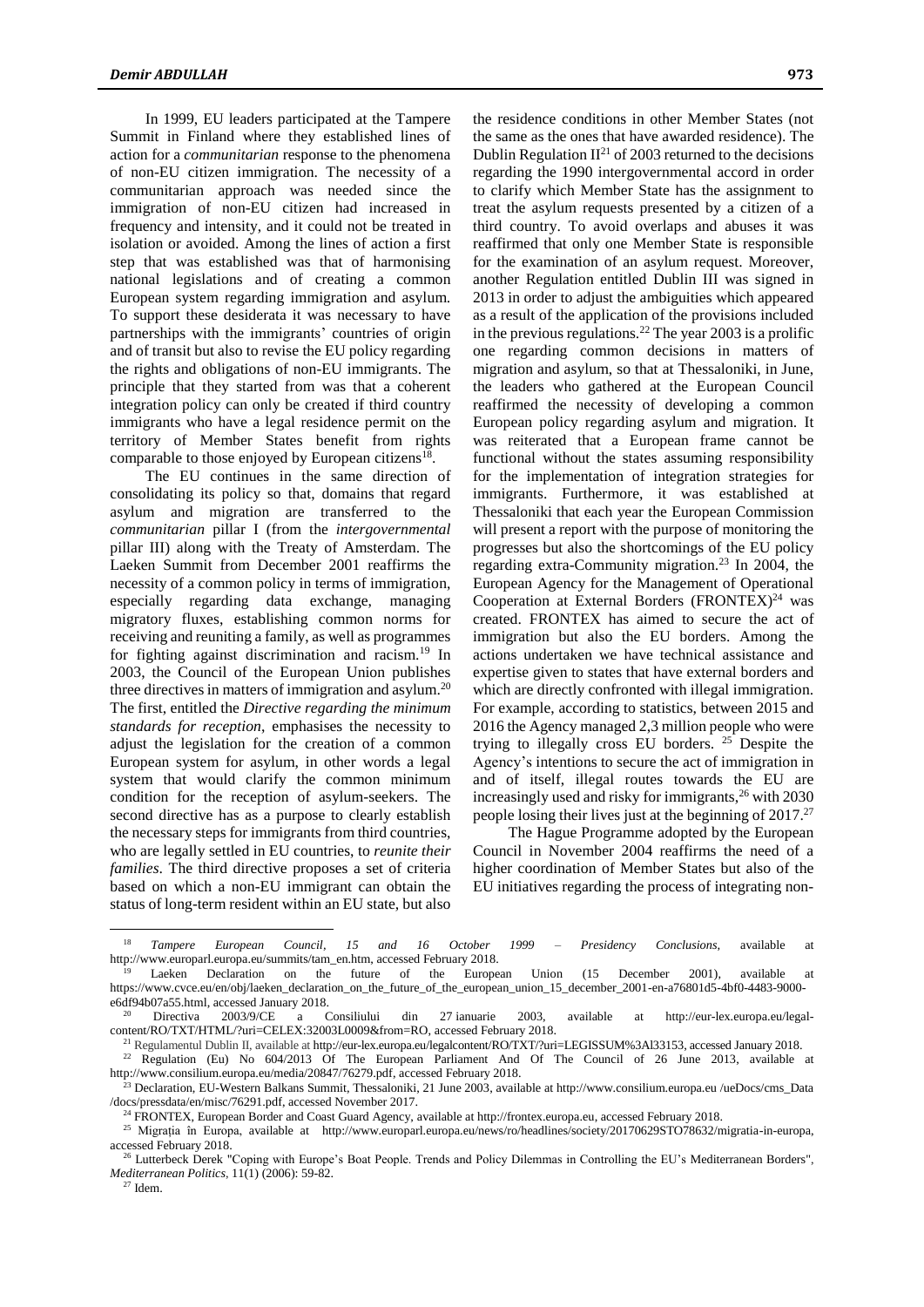In 1999, EU leaders participated at the Tampere Summit in Finland where they established lines of action for a *communitarian* response to the phenomena of non-EU citizen immigration. The necessity of a communitarian approach was needed since the immigration of non-EU citizen had increased in frequency and intensity, and it could not be treated in isolation or avoided. Among the lines of action a first step that was established was that of harmonising national legislations and of creating a common European system regarding immigration and asylum. To support these desiderata it was necessary to have partnerships with the immigrants' countries of origin and of transit but also to revise the EU policy regarding the rights and obligations of non-EU immigrants. The principle that they started from was that a coherent integration policy can only be created if third country immigrants who have a legal residence permit on the territory of Member States benefit from rights comparable to those enjoyed by European citizens[18].

The EU continues in the same direction of consolidating its policy so that, domains that regard asylum and migration are transferred to the *communitarian* pillar I (from the *intergovernmental* pillar III) along with the Treaty of Amsterdam. The Laeken Summit from December 2001 reaffirms the necessity of a common policy in terms of immigration, especially regarding data exchange, managing migratory fluxes, establishing common norms for receiving and reuniting a family, as well as programmes for fighting against discrimination and racism.[19] In 2003, the Council of the European Union publishes three directives in matters of immigration and asylum.[20] The first, entitled the *Directive regarding the minimum standards for reception*, emphasises the necessity to adjust the legislation for the creation of a common European system for asylum, in other words a legal system that would clarify the common minimum condition for the reception of asylum-seekers. The second directive has as a purpose to clearly establish the necessary steps for immigrants from third countries, who are legally settled in EU countries, to *reunite their families*. The third directive proposes a set of criteria based on which a non-EU immigrant can obtain the status of long-term resident within an EU state, but also the residence conditions in other Member States (not the same as the ones that have awarded residence). The Dublin Regulation II[21] of 2003 returned to the decisions regarding the 1990 intergovernmental accord in order to clarify which Member State has the assignment to treat the asylum requests presented by a citizen of a third country. To avoid overlaps and abuses it was reaffirmed that only one Member State is responsible for the examination of an asylum request. Moreover, another Regulation entitled Dublin III was signed in 2013 in order to adjust the ambiguities which appeared as a result of the application of the provisions included in the previous regulations.[22] The year 2003 is a prolific one regarding common decisions in matters of migration and asylum, so that at Thessaloniki, in June, the leaders who gathered at the European Council reaffirmed the necessity of developing a common European policy regarding asylum and migration. It was reiterated that a European frame cannot be functional without the states assuming responsibility for the implementation of integration strategies for immigrants. Furthermore, it was established at Thessaloniki that each year the European Commission will present a report with the purpose of monitoring the progresses but also the shortcomings of the EU policy regarding extra-Community migration.[23] In 2004, the European Agency for the Management of Operational Cooperation at External Borders (FRONTEX)[24] was created. FRONTEX has aimed to secure the act of immigration but also the EU borders. Among the actions undertaken we have technical assistance and expertise given to states that have external borders and which are directly confronted with illegal immigration. For example, according to statistics, between 2015 and 2016 the Agency managed 2,3 million people who were trying to illegally cross EU borders. [25] Despite the Agency's intentions to secure the act of immigration in and of itself, illegal routes towards the EU are increasingly used and risky for immigrants,[26] with 2030 people losing their lives just at the beginning of 2017.[27]

The Hague Programme adopted by the European Council in November 2004 reaffirms the need of a higher coordination of Member States but also of the EU initiatives regarding the process of integrating non-

---

[18] *Tampere European Council, 15 and 16 October 1999 – Presidency Conclusions*, available at http://www.europarl.europa.eu/summits/tam_en.htm, accessed February 2018.

[19] Laeken Declaration on the future of the European Union (15 December 2001), available at https://www.cvce.eu/en/obj/laeken_declaration_on_the_future_of_the_european_union_15_december_2001-en-a76801d5-4bf0-4483-9000-e6df94b07a55.html, accessed January 2018.

[20] Directiva 2003/9/CE a Consiliului din 27 ianuarie 2003, available at http://eur-lex.europa.eu/legal-content/RO/TXT/HTML/?uri=CELEX:32003L0009&from=RO, accessed February 2018.

[21] Regulamentul Dublin II, available at http://eur-lex.europa.eu/legalcontent/RO/TXT/?uri=LEGISSUM%3Al33153, accessed January 2018.

[22] Regulation (Eu) No 604/2013 Of The European Parliament And Of The Council of 26 June 2013, available at http://www.consilium.europa.eu/media/20847/76279.pdf, accessed February 2018.

[23] Declaration, EU-Western Balkans Summit, Thessaloniki, 21 June 2003, available at http://www.consilium.europa.eu /ueDocs/cms_Data /docs/pressdata/en/misc/76291.pdf, accessed November 2017.

[24] FRONTEX, European Border and Coast Guard Agency, available at http://frontex.europa.eu, accessed February 2018.

[25] Migrația în Europa, available at http://www.europarl.europa.eu/news/ro/headlines/society/20170629STO78632/migratia-in-europa, accessed February 2018.

[26] Lutterbeck Derek "Coping with Europe's Boat People. Trends and Policy Dilemmas in Controlling the EU's Mediterranean Borders", *Mediterranean Politics*, 11(1) (2006): 59-82.

[27] Idem.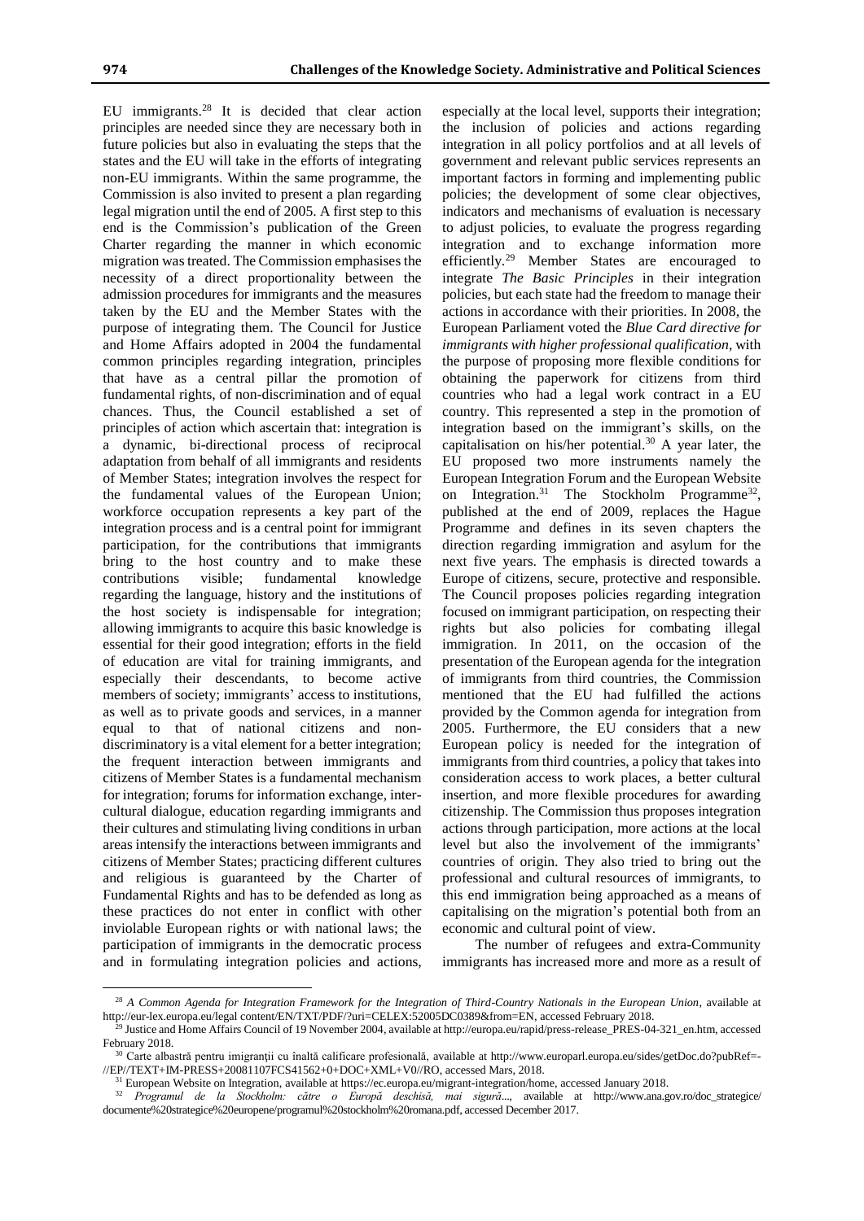EU immigrants.[28] It is decided that clear action principles are needed since they are necessary both in future policies but also in evaluating the steps that the states and the EU will take in the efforts of integrating non-EU immigrants. Within the same programme, the Commission is also invited to present a plan regarding legal migration until the end of 2005. A first step to this end is the Commission's publication of the Green Charter regarding the manner in which economic migration was treated. The Commission emphasises the necessity of a direct proportionality between the admission procedures for immigrants and the measures taken by the EU and the Member States with the purpose of integrating them. The Council for Justice and Home Affairs adopted in 2004 the fundamental common principles regarding integration, principles that have as a central pillar the promotion of fundamental rights, of non-discrimination and of equal chances. Thus, the Council established a set of principles of action which ascertain that: integration is a dynamic, bi-directional process of reciprocal adaptation from behalf of all immigrants and residents of Member States; integration involves the respect for the fundamental values of the European Union; workforce occupation represents a key part of the integration process and is a central point for immigrant participation, for the contributions that immigrants bring to the host country and to make these contributions visible; fundamental knowledge regarding the language, history and the institutions of the host society is indispensable for integration; allowing immigrants to acquire this basic knowledge is essential for their good integration; efforts in the field of education are vital for training immigrants, and especially their descendants, to become active members of society; immigrants' access to institutions, as well as to private goods and services, in a manner equal to that of national citizens and non-discriminatory is a vital element for a better integration; the frequent interaction between immigrants and citizens of Member States is a fundamental mechanism for integration; forums for information exchange, inter-cultural dialogue, education regarding immigrants and their cultures and stimulating living conditions in urban areas intensify the interactions between immigrants and citizens of Member States; practicing different cultures and religious is guaranteed by the Charter of Fundamental Rights and has to be defended as long as these practices do not enter in conflict with other inviolable European rights or with national laws; the participation of immigrants in the democratic process and in formulating integration policies and actions, especially at the local level, supports their integration; the inclusion of policies and actions regarding integration in all policy portfolios and at all levels of government and relevant public services represents an important factors in forming and implementing public policies; the development of some clear objectives, indicators and mechanisms of evaluation is necessary to adjust policies, to evaluate the progress regarding integration and to exchange information more efficiently.[29] Member States are encouraged to integrate *The Basic Principles* in their integration policies, but each state had the freedom to manage their actions in accordance with their priorities. In 2008, the European Parliament voted the *Blue Card directive for immigrants with higher professional qualification*, with the purpose of proposing more flexible conditions for obtaining the paperwork for citizens from third countries who had a legal work contract in a EU country. This represented a step in the promotion of integration based on the immigrant's skills, on the capitalisation on his/her potential.[30] A year later, the EU proposed two more instruments namely the European Integration Forum and the European Website on Integration.[31] The Stockholm Programme[32], published at the end of 2009, replaces the Hague Programme and defines in its seven chapters the direction regarding immigration and asylum for the next five years. The emphasis is directed towards a Europe of citizens, secure, protective and responsible. The Council proposes policies regarding integration focused on immigrant participation, on respecting their rights but also policies for combating illegal immigration. In 2011, on the occasion of the presentation of the European agenda for the integration of immigrants from third countries, the Commission mentioned that the EU had fulfilled the actions provided by the Common agenda for integration from 2005. Furthermore, the EU considers that a new European policy is needed for the integration of immigrants from third countries, a policy that takes into consideration access to work places, a better cultural insertion, and more flexible procedures for awarding citizenship. The Commission thus proposes integration actions through participation, more actions at the local level but also the involvement of the immigrants' countries of origin. They also tried to bring out the professional and cultural resources of immigrants, to this end immigration being approached as a means of capitalising on the migration's potential both from an economic and cultural point of view.

The number of refugees and extra-Community immigrants has increased more and more as a result of

[28] *A Common Agenda for Integration Framework for the Integration of Third-Country Nationals in the European Union*, available at http://eur-lex.europa.eu/legal content/EN/TXT/PDF/?uri=CELEX:52005DC0389&from=EN, accessed February 2018.

[29] Justice and Home Affairs Council of 19 November 2004, available at http://europa.eu/rapid/press-release_PRES-04-321_en.htm, accessed February 2018.

[30] Carte albastră pentru imigranţii cu înaltă calificare profesională, available at http://www.europarl.europa.eu/sides/getDoc.do?pubRef=-//EP//TEXT+IM-PRESS+20081107FCS41562+0+DOC+XML+V0//RO, accessed Mars, 2018.

[31] European Website on Integration, available at https://ec.europa.eu/migrant-integration/home, accessed January 2018.

[32] *Programul de la Stockholm: către o Europă deschisă, mai sigură...*, available at http://www.ana.gov.ro/doc_strategice/documente%20strategice%20europene/programul%20stockholm%20romana.pdf, accessed December 2017.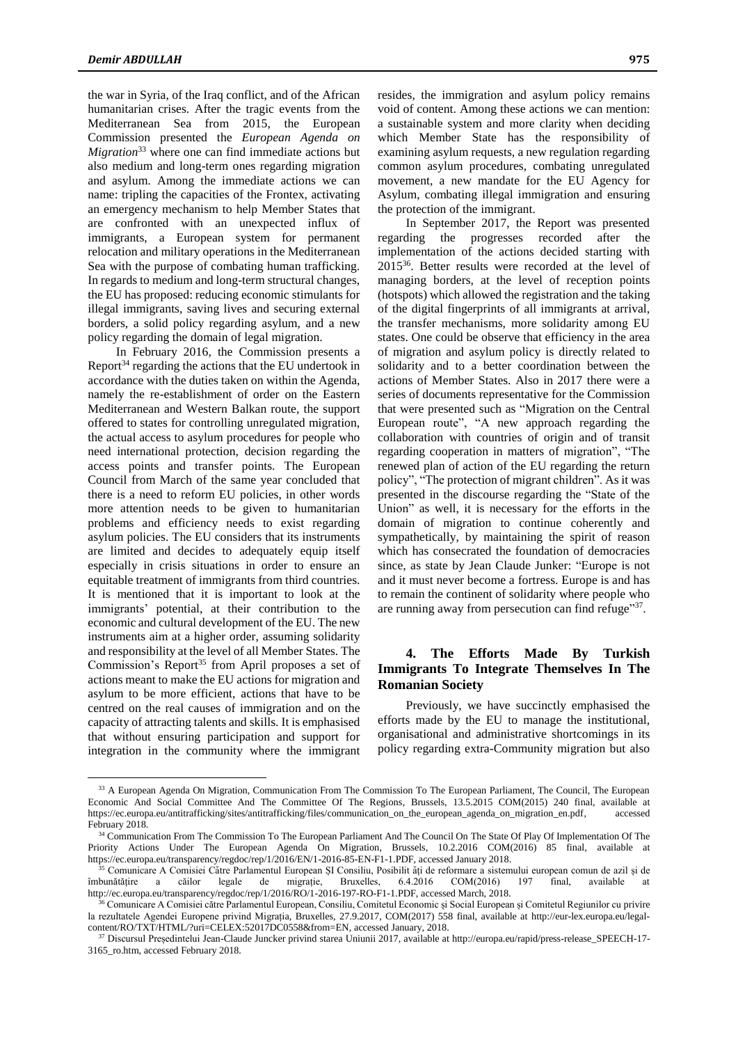the war in Syria, of the Iraq conflict, and of the African humanitarian crises. After the tragic events from the Mediterranean Sea from 2015, the European Commission presented the *European Agenda on Migration*[33] where one can find immediate actions but also medium and long-term ones regarding migration and asylum. Among the immediate actions we can name: tripling the capacities of the Frontex, activating an emergency mechanism to help Member States that are confronted with an unexpected influx of immigrants, a European system for permanent relocation and military operations in the Mediterranean Sea with the purpose of combating human trafficking. In regards to medium and long-term structural changes, the EU has proposed: reducing economic stimulants for illegal immigrants, saving lives and securing external borders, a solid policy regarding asylum, and a new policy regarding the domain of legal migration.

In February 2016, the Commission presents a Report[34] regarding the actions that the EU undertook in accordance with the duties taken on within the Agenda, namely the re-establishment of order on the Eastern Mediterranean and Western Balkan route, the support offered to states for controlling unregulated migration, the actual access to asylum procedures for people who need international protection, decision regarding the access points and transfer points. The European Council from March of the same year concluded that there is a need to reform EU policies, in other words more attention needs to be given to humanitarian problems and efficiency needs to exist regarding asylum policies. The EU considers that its instruments are limited and decides to adequately equip itself especially in crisis situations in order to ensure an equitable treatment of immigrants from third countries. It is mentioned that it is important to look at the immigrants' potential, at their contribution to the economic and cultural development of the EU. The new instruments aim at a higher order, assuming solidarity and responsibility at the level of all Member States. The Commission's Report[35] from April proposes a set of actions meant to make the EU actions for migration and asylum to be more efficient, actions that have to be centred on the real causes of immigration and on the capacity of attracting talents and skills. It is emphasised that without ensuring participation and support for integration in the community where the immigrant resides, the immigration and asylum policy remains void of content. Among these actions we can mention: a sustainable system and more clarity when deciding which Member State has the responsibility of examining asylum requests, a new regulation regarding common asylum procedures, combating unregulated movement, a new mandate for the EU Agency for Asylum, combating illegal immigration and ensuring the protection of the immigrant.

In September 2017, the Report was presented regarding the progresses recorded after the implementation of the actions decided starting with 2015[36]. Better results were recorded at the level of managing borders, at the level of reception points (hotspots) which allowed the registration and the taking of the digital fingerprints of all immigrants at arrival, the transfer mechanisms, more solidarity among EU states. One could be observe that efficiency in the area of migration and asylum policy is directly related to solidarity and to a better coordination between the actions of Member States. Also in 2017 there were a series of documents representative for the Commission that were presented such as "Migration on the Central European route", "A new approach regarding the collaboration with countries of origin and of transit regarding cooperation in matters of migration", "The renewed plan of action of the EU regarding the return policy", "The protection of migrant children". As it was presented in the discourse regarding the "State of the Union" as well, it is necessary for the efforts in the domain of migration to continue coherently and sympathetically, by maintaining the spirit of reason which has consecrated the foundation of democracies since, as state by Jean Claude Junker: "Europe is not and it must never become a fortress. Europe is and has to remain the continent of solidarity where people who are running away from persecution can find refuge"[37].

## 4. The Efforts Made By Turkish Immigrants To Integrate Themselves In The Romanian Society

Previously, we have succinctly emphasised the efforts made by the EU to manage the institutional, organisational and administrative shortcomings in its policy regarding extra-Community migration but also

---

[33] A European Agenda On Migration, Communication From The Commission To The European Parliament, The Council, The European Economic And Social Committee And The Committee Of The Regions, Brussels, 13.5.2015 COM(2015) 240 final, available at https://ec.europa.eu/antitrafficking/sites/antitrafficking/files/communication_on_the_european_agenda_on_migration_en.pdf, accessed February 2018.

[34] Communication From The Commission To The European Parliament And The Council On The State Of Play Of Implementation Of The Priority Actions Under The European Agenda On Migration, Brussels, 10.2.2016 COM(2016) 85 final, available at https://ec.europa.eu/transparency/regdoc/rep/1/2016/EN/1-2016-85-EN-F1-1.PDF, accessed January 2018.

[35] Comunicare A Comisiei Către Parlamentul European ȘI Consiliu, Posibilit ăți de reformare a sistemului european comun de azil și de îmbunătățire a căilor legale de migrație, Bruxelles, 6.4.2016 COM(2016) 197 final, available at http://ec.europa.eu/transparency/regdoc/rep/1/2016/RO/1-2016-197-RO-F1-1.PDF, accessed March, 2018.

[36] Comunicare A Comisiei către Parlamentul European, Consiliu, Comitetul Economic și Social European și Comitetul Regiunilor cu privire la rezultatele Agendei Europene privind Migrația, Bruxelles, 27.9.2017, COM(2017) 558 final, available at http://eur-lex.europa.eu/legal-content/RO/TXT/HTML/?uri=CELEX:52017DC0558&from=EN, accessed January, 2018.

[37] Discursul Președintelui Jean-Claude Juncker privind starea Uniunii 2017, available at http://europa.eu/rapid/press-release_SPEECH-17-3165_ro.htm, accessed February 2018.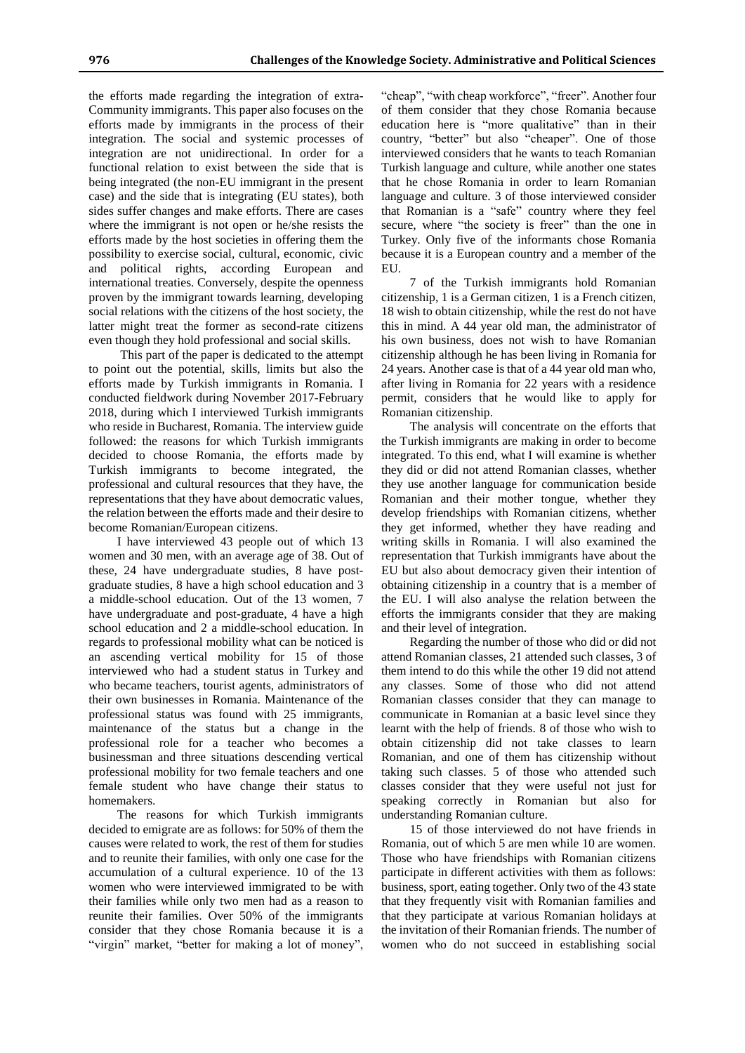the efforts made regarding the integration of extra-Community immigrants. This paper also focuses on the efforts made by immigrants in the process of their integration. The social and systemic processes of integration are not unidirectional. In order for a functional relation to exist between the side that is being integrated (the non-EU immigrant in the present case) and the side that is integrating (EU states), both sides suffer changes and make efforts. There are cases where the immigrant is not open or he/she resists the efforts made by the host societies in offering them the possibility to exercise social, cultural, economic, civic and political rights, according European and international treaties. Conversely, despite the openness proven by the immigrant towards learning, developing social relations with the citizens of the host society, the latter might treat the former as second-rate citizens even though they hold professional and social skills.

This part of the paper is dedicated to the attempt to point out the potential, skills, limits but also the efforts made by Turkish immigrants in Romania. I conducted fieldwork during November 2017-February 2018, during which I interviewed Turkish immigrants who reside in Bucharest, Romania. The interview guide followed: the reasons for which Turkish immigrants decided to choose Romania, the efforts made by Turkish immigrants to become integrated, the professional and cultural resources that they have, the representations that they have about democratic values, the relation between the efforts made and their desire to become Romanian/European citizens.

I have interviewed 43 people out of which 13 women and 30 men, with an average age of 38. Out of these, 24 have undergraduate studies, 8 have post-graduate studies, 8 have a high school education and 3 a middle-school education. Out of the 13 women, 7 have undergraduate and post-graduate, 4 have a high school education and 2 a middle-school education. In regards to professional mobility what can be noticed is an ascending vertical mobility for 15 of those interviewed who had a student status in Turkey and who became teachers, tourist agents, administrators of their own businesses in Romania. Maintenance of the professional status was found with 25 immigrants, maintenance of the status but a change in the professional role for a teacher who becomes a businessman and three situations descending vertical professional mobility for two female teachers and one female student who have change their status to homemakers.

The reasons for which Turkish immigrants decided to emigrate are as follows: for 50% of them the causes were related to work, the rest of them for studies and to reunite their families, with only one case for the accumulation of a cultural experience. 10 of the 13 women who were interviewed immigrated to be with their families while only two men had as a reason to reunite their families. Over 50% of the immigrants consider that they chose Romania because it is a "virgin" market, "better for making a lot of money", "cheap", "with cheap workforce", "freer". Another four of them consider that they chose Romania because education here is "more qualitative" than in their country, "better" but also "cheaper". One of those interviewed considers that he wants to teach Romanian Turkish language and culture, while another one states that he chose Romania in order to learn Romanian language and culture. 3 of those interviewed consider that Romanian is a "safe" country where they feel secure, where "the society is freer" than the one in Turkey. Only five of the informants chose Romania because it is a European country and a member of the EU.

7 of the Turkish immigrants hold Romanian citizenship, 1 is a German citizen, 1 is a French citizen, 18 wish to obtain citizenship, while the rest do not have this in mind. A 44 year old man, the administrator of his own business, does not wish to have Romanian citizenship although he has been living in Romania for 24 years. Another case is that of a 44 year old man who, after living in Romania for 22 years with a residence permit, considers that he would like to apply for Romanian citizenship.

The analysis will concentrate on the efforts that the Turkish immigrants are making in order to become integrated. To this end, what I will examine is whether they did or did not attend Romanian classes, whether they use another language for communication beside Romanian and their mother tongue, whether they develop friendships with Romanian citizens, whether they get informed, whether they have reading and writing skills in Romania. I will also examined the representation that Turkish immigrants have about the EU but also about democracy given their intention of obtaining citizenship in a country that is a member of the EU. I will also analyse the relation between the efforts the immigrants consider that they are making and their level of integration.

Regarding the number of those who did or did not attend Romanian classes, 21 attended such classes, 3 of them intend to do this while the other 19 did not attend any classes. Some of those who did not attend Romanian classes consider that they can manage to communicate in Romanian at a basic level since they learnt with the help of friends. 8 of those who wish to obtain citizenship did not take classes to learn Romanian, and one of them has citizenship without taking such classes. 5 of those who attended such classes consider that they were useful not just for speaking correctly in Romanian but also for understanding Romanian culture.

15 of those interviewed do not have friends in Romania, out of which 5 are men while 10 are women. Those who have friendships with Romanian citizens participate in different activities with them as follows: business, sport, eating together. Only two of the 43 state that they frequently visit with Romanian families and that they participate at various Romanian holidays at the invitation of their Romanian friends. The number of women who do not succeed in establishing social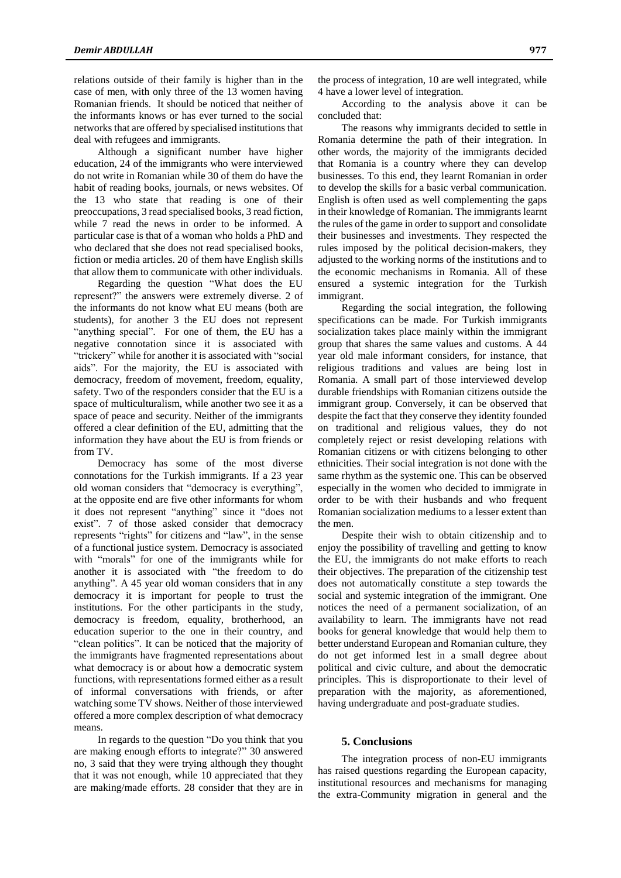relations outside of their family is higher than in the case of men, with only three of the 13 women having Romanian friends. It should be noticed that neither of the informants knows or has ever turned to the social networks that are offered by specialised institutions that deal with refugees and immigrants.

Although a significant number have higher education, 24 of the immigrants who were interviewed do not write in Romanian while 30 of them do have the habit of reading books, journals, or news websites. Of the 13 who state that reading is one of their preoccupations, 3 read specialised books, 3 read fiction, while 7 read the news in order to be informed. A particular case is that of a woman who holds a PhD and who declared that she does not read specialised books, fiction or media articles. 20 of them have English skills that allow them to communicate with other individuals.

Regarding the question "What does the EU represent?" the answers were extremely diverse. 2 of the informants do not know what EU means (both are students), for another 3 the EU does not represent "anything special". For one of them, the EU has a negative connotation since it is associated with "trickery" while for another it is associated with "social aids". For the majority, the EU is associated with democracy, freedom of movement, freedom, equality, safety. Two of the responders consider that the EU is a space of multiculturalism, while another two see it as a space of peace and security. Neither of the immigrants offered a clear definition of the EU, admitting that the information they have about the EU is from friends or from TV.

Democracy has some of the most diverse connotations for the Turkish immigrants. If a 23 year old woman considers that "democracy is everything", at the opposite end are five other informants for whom it does not represent "anything" since it "does not exist". 7 of those asked consider that democracy represents "rights" for citizens and "law", in the sense of a functional justice system. Democracy is associated with "morals" for one of the immigrants while for another it is associated with "the freedom to do anything". A 45 year old woman considers that in any democracy it is important for people to trust the institutions. For the other participants in the study, democracy is freedom, equality, brotherhood, an education superior to the one in their country, and "clean politics". It can be noticed that the majority of the immigrants have fragmented representations about what democracy is or about how a democratic system functions, with representations formed either as a result of informal conversations with friends, or after watching some TV shows. Neither of those interviewed offered a more complex description of what democracy means.

In regards to the question "Do you think that you are making enough efforts to integrate?" 30 answered no, 3 said that they were trying although they thought that it was not enough, while 10 appreciated that they are making/made efforts. 28 consider that they are in the process of integration, 10 are well integrated, while 4 have a lower level of integration.

According to the analysis above it can be concluded that:

The reasons why immigrants decided to settle in Romania determine the path of their integration. In other words, the majority of the immigrants decided that Romania is a country where they can develop businesses. To this end, they learnt Romanian in order to develop the skills for a basic verbal communication. English is often used as well complementing the gaps in their knowledge of Romanian. The immigrants learnt the rules of the game in order to support and consolidate their businesses and investments. They respected the rules imposed by the political decision-makers, they adjusted to the working norms of the institutions and to the economic mechanisms in Romania. All of these ensured a systemic integration for the Turkish immigrant.

Regarding the social integration, the following specifications can be made. For Turkish immigrants socialization takes place mainly within the immigrant group that shares the same values and customs. A 44 year old male informant considers, for instance, that religious traditions and values are being lost in Romania. A small part of those interviewed develop durable friendships with Romanian citizens outside the immigrant group. Conversely, it can be observed that despite the fact that they conserve they identity founded on traditional and religious values, they do not completely reject or resist developing relations with Romanian citizens or with citizens belonging to other ethnicities. Their social integration is not done with the same rhythm as the systemic one. This can be observed especially in the women who decided to immigrate in order to be with their husbands and who frequent Romanian socialization mediums to a lesser extent than the men.

Despite their wish to obtain citizenship and to enjoy the possibility of travelling and getting to know the EU, the immigrants do not make efforts to reach their objectives. The preparation of the citizenship test does not automatically constitute a step towards the social and systemic integration of the immigrant. One notices the need of a permanent socialization, of an availability to learn. The immigrants have not read books for general knowledge that would help them to better understand European and Romanian culture, they do not get informed lest in a small degree about political and civic culture, and about the democratic principles. This is disproportionate to their level of preparation with the majority, as aforementioned, having undergraduate and post-graduate studies.

## 5. Conclusions

The integration process of non-EU immigrants has raised questions regarding the European capacity, institutional resources and mechanisms for managing the extra-Community migration in general and the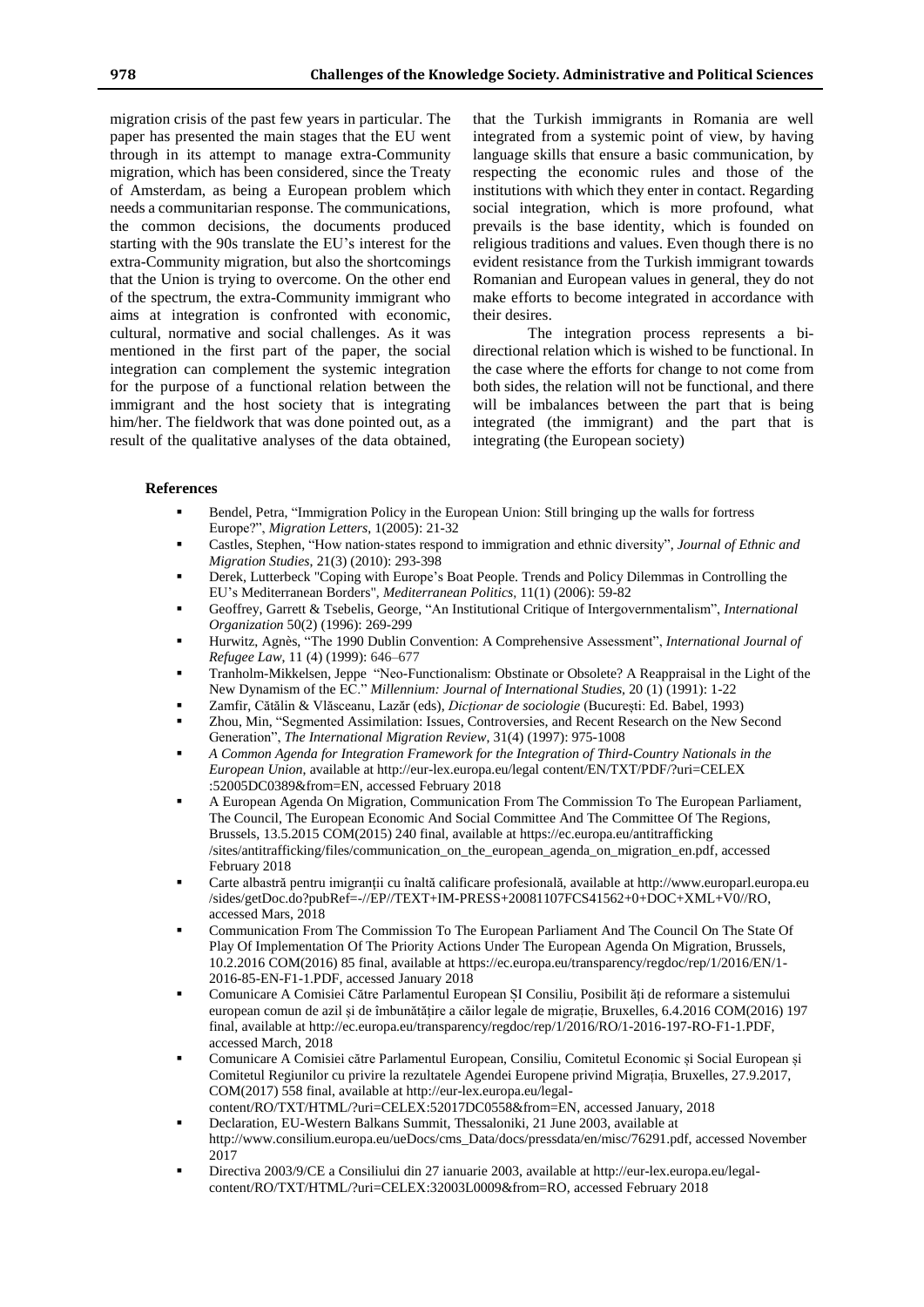migration crisis of the past few years in particular. The paper has presented the main stages that the EU went through in its attempt to manage extra-Community migration, which has been considered, since the Treaty of Amsterdam, as being a European problem which needs a communitarian response. The communications, the common decisions, the documents produced starting with the 90s translate the EU's interest for the extra-Community migration, but also the shortcomings that the Union is trying to overcome. On the other end of the spectrum, the extra-Community immigrant who aims at integration is confronted with economic, cultural, normative and social challenges. As it was mentioned in the first part of the paper, the social integration can complement the systemic integration for the purpose of a functional relation between the immigrant and the host society that is integrating him/her. The fieldwork that was done pointed out, as a result of the qualitative analyses of the data obtained, that the Turkish immigrants in Romania are well integrated from a systemic point of view, by having language skills that ensure a basic communication, by respecting the economic rules and those of the institutions with which they enter in contact. Regarding social integration, which is more profound, what prevails is the base identity, which is founded on religious traditions and values. Even though there is no evident resistance from the Turkish immigrant towards Romanian and European values in general, they do not make efforts to become integrated in accordance with their desires.

The integration process represents a bi-directional relation which is wished to be functional. In the case where the efforts for change to not come from both sides, the relation will not be functional, and there will be imbalances between the part that is being integrated (the immigrant) and the part that is integrating (the European society)

**References**

- Bendel, Petra, "Immigration Policy in the European Union: Still bringing up the walls for fortress Europe?", *Migration Letters*, 1(2005): 21-32
- Castles, Stephen, "How nation‐states respond to immigration and ethnic diversity", *Journal of Ethnic and Migration Studies*, 21(3) (2010): 293-398
- Derek, Lutterbeck "Coping with Europe's Boat People. Trends and Policy Dilemmas in Controlling the EU's Mediterranean Borders", *Mediterranean Politics*, 11(1) (2006): 59-82
- Geoffrey, Garrett & Tsebelis, George, "An Institutional Critique of Intergovernmentalism", *International Organization* 50(2) (1996): 269-299
- Hurwitz, Agnès, "The 1990 Dublin Convention: A Comprehensive Assessment", *International Journal of Refugee Law*, 11 (4) (1999): 646–677
- Tranholm-Mikkelsen, Jeppe "Neo-Functionalism: Obstinate or Obsolete? A Reappraisal in the Light of the New Dynamism of the EC." *Millennium: Journal of International Studies*, 20 (1) (1991): 1-22
- Zamfir, Cătălin & Vlăsceanu, Lazăr (eds), *Dicționar de sociologie* (București: Ed. Babel, 1993)
- Zhou, Min, "Segmented Assimilation: Issues, Controversies, and Recent Research on the New Second Generation", *The International Migration Review*, 31(4) (1997): 975-1008
- *A Common Agenda for Integration Framework for the Integration of Third-Country Nationals in the European Union*, available at http://eur-lex.europa.eu/legal content/EN/TXT/PDF/?uri=CELEX :52005DC0389&from=EN, accessed February 2018
- A European Agenda On Migration, Communication From The Commission To The European Parliament, The Council, The European Economic And Social Committee And The Committee Of The Regions, Brussels, 13.5.2015 COM(2015) 240 final, available at https://ec.europa.eu/antitrafficking /sites/antitrafficking/files/communication_on_the_european_agenda_on_migration_en.pdf, accessed February 2018
- Carte albastră pentru imigranții cu înaltă calificare profesională, available at http://www.europarl.europa.eu /sides/getDoc.do?pubRef=-//EP//TEXT+IM-PRESS+20081107FCS41562+0+DOC+XML+V0//RO, accessed Mars, 2018
- Communication From The Commission To The European Parliament And The Council On The State Of Play Of Implementation Of The Priority Actions Under The European Agenda On Migration, Brussels, 10.2.2016 COM(2016) 85 final, available at https://ec.europa.eu/transparency/regdoc/rep/1/2016/EN/1-2016-85-EN-F1-1.PDF, accessed January 2018
- Comunicare A Comisiei Către Parlamentul European ȘI Consiliu, Posibilit ăți de reformare a sistemului european comun de azil și de îmbunătățire a căilor legale de migrație, Bruxelles, 6.4.2016 COM(2016) 197 final, available at http://ec.europa.eu/transparency/regdoc/rep/1/2016/RO/1-2016-197-RO-F1-1.PDF, accessed March, 2018
- Comunicare A Comisiei către Parlamentul European, Consiliu, Comitetul Economic și Social European și Comitetul Regiunilor cu privire la rezultatele Agendei Europene privind Migrația, Bruxelles, 27.9.2017, COM(2017) 558 final, available at http://eur-lex.europa.eu/legal-content/RO/TXT/HTML/?uri=CELEX:52017DC0558&from=EN, accessed January, 2018
- Declaration, EU-Western Balkans Summit, Thessaloniki, 21 June 2003, available at http://www.consilium.europa.eu/ueDocs/cms_Data/docs/pressdata/en/misc/76291.pdf, accessed November 2017
- Directiva 2003/9/CE a Consiliului din 27 ianuarie 2003, available at http://eur-lex.europa.eu/legal-content/RO/TXT/HTML/?uri=CELEX:32003L0009&from=RO, accessed February 2018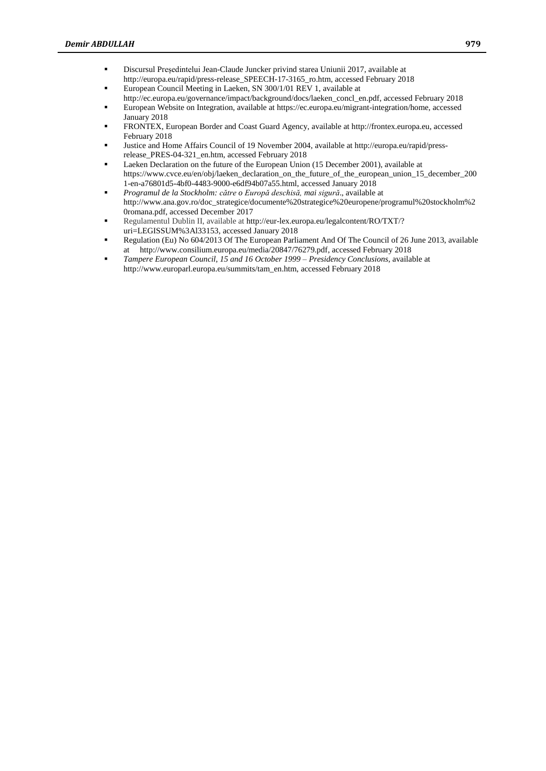- Discursul Președintelui Jean-Claude Juncker privind starea Uniunii 2017, available at http://europa.eu/rapid/press-release_SPEECH-17-3165_ro.htm, accessed February 2018
- European Council Meeting in Laeken, SN 300/1/01 REV 1, available at http://ec.europa.eu/governance/impact/background/docs/laeken_concl_en.pdf, accessed February 2018
- European Website on Integration, available at https://ec.europa.eu/migrant-integration/home, accessed January 2018
- FRONTEX, European Border and Coast Guard Agency, available at http://frontex.europa.eu, accessed February 2018
- Justice and Home Affairs Council of 19 November 2004, available at http://europa.eu/rapid/press-release_PRES-04-321_en.htm, accessed February 2018
- Laeken Declaration on the future of the European Union (15 December 2001), available at https://www.cvce.eu/en/obj/laeken_declaration_on_the_future_of_the_european_union_15_december_2001-en-a76801d5-4bf0-4483-9000-e6df94b07a55.html, accessed January 2018
- *Programul de la Stockholm: către o Europă deschisă, mai sigură*., available at http://www.ana.gov.ro/doc_strategice/documente%20strategice%20europene/programul%20stockholm%20romana.pdf, accessed December 2017
- Regulamentul Dublin II, available at http://eur-lex.europa.eu/legalcontent/RO/TXT/?uri=LEGISSUM%3Al33153, accessed January 2018
- Regulation (Eu) No 604/2013 Of The European Parliament And Of The Council of 26 June 2013, available at http://www.consilium.europa.eu/media/20847/76279.pdf, accessed February 2018
- *Tampere European Council, 15 and 16 October 1999 – Presidency Conclusions*, available at http://www.europarl.europa.eu/summits/tam_en.htm, accessed February 2018